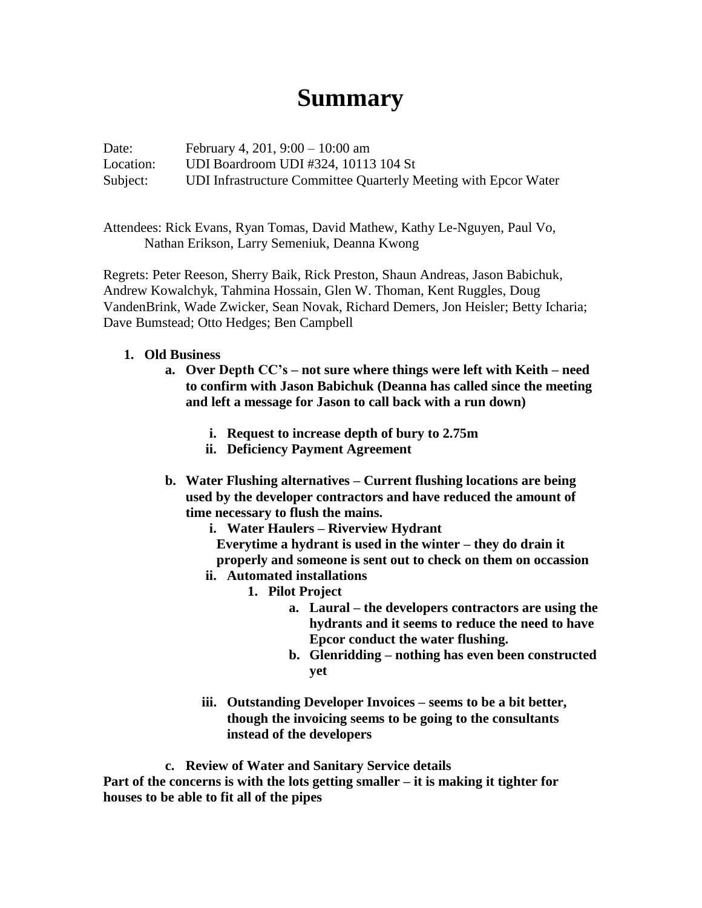# Summary

Date: February 4, 201, 9:00 – 10:00 am
Location: UDI Boardroom UDI #324, 10113 104 St
Subject: UDI Infrastructure Committee Quarterly Meeting with Epcor Water

Attendees: Rick Evans, Ryan Tomas, David Mathew, Kathy Le-Nguyen, Paul Vo, Nathan Erikson, Larry Semeniuk, Deanna Kwong

Regrets: Peter Reeson, Sherry Baik, Rick Preston, Shaun Andreas, Jason Babichuk, Andrew Kowalchyk, Tahmina Hossain, Glen W. Thoman, Kent Ruggles, Doug VandenBrink, Wade Zwicker, Sean Novak, Richard Demers, Jon Heisler; Betty Icharia; Dave Bumstead; Otto Hedges; Ben Campbell

1. **Old Business**
   a. **Over Depth CC's – not sure where things were left with Keith – need to confirm with Jason Babichuk (Deanna has called since the meeting and left a message for Jason to call back with a run down)**
      i. **Request to increase depth of bury to 2.75m**
      ii. **Deficiency Payment Agreement**

   b. **Water Flushing alternatives – Current flushing locations are being used by the developer contractors and have reduced the amount of time necessary to flush the mains.**
      i. **Water Haulers – Riverview Hydrant**
         **Everytime a hydrant is used in the winter – they do drain it properly and someone is sent out to check on them on occassion**
      ii. **Automated installations**
         1. **Pilot Project**
            a. **Laural – the developers contractors are using the hydrants and it seems to reduce the need to have Epcor conduct the water flushing.**
            b. **Glenridding – nothing has even been constructed yet**

      iii. **Outstanding Developer Invoices – seems to be a bit better, though the invoicing seems to be going to the consultants instead of the developers**

   c. **Review of Water and Sanitary Service details**

**Part of the concerns is with the lots getting smaller – it is making it tighter for houses to be able to fit all of the pipes**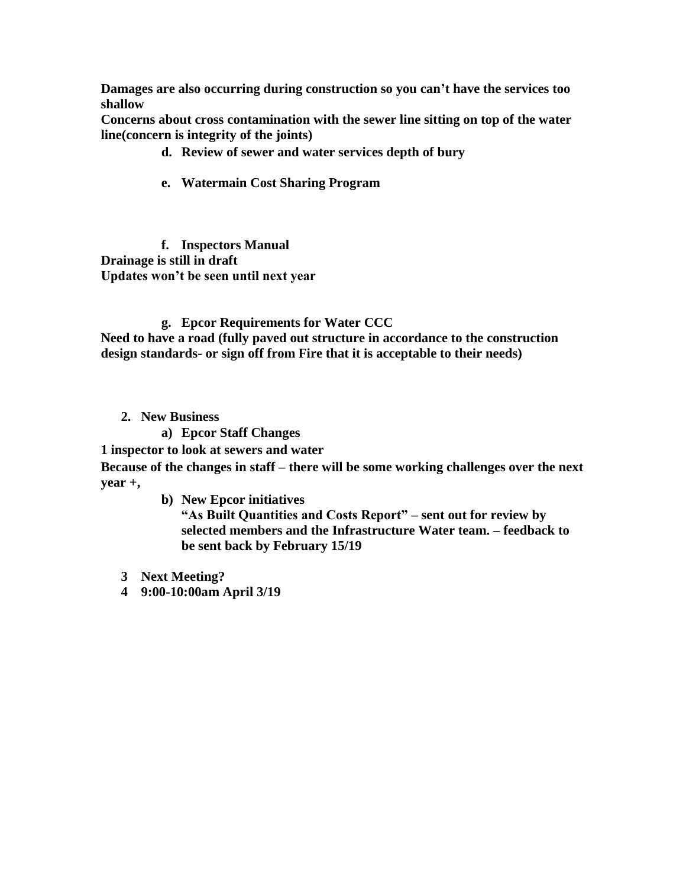**Damages are also occurring during construction so you can't have the services too shallow**

**Concerns about cross contamination with the sewer line sitting on top of the water line(concern is integrity of the joints)**

d. **Review of sewer and water services depth of bury**

e. **Watermain Cost Sharing Program**

f. **Inspectors Manual**

**Drainage is still in draft**

**Updates won't be seen until next year**

g. **Epcor Requirements for Water CCC**

**Need to have a road (fully paved out structure in accordance to the construction design standards- or sign off from Fire that it is acceptable to their needs)**

2. **New Business**

a) **Epcor Staff Changes**

**1 inspector to look at sewers and water**

**Because of the changes in staff – there will be some working challenges over the next year +,**

b) **New Epcor initiatives**

**"As Built Quantities and Costs Report" – sent out for review by selected members and the Infrastructure Water team. – feedback to be sent back by February 15/19**

3 **Next Meeting?**

4 **9:00-10:00am April 3/19**